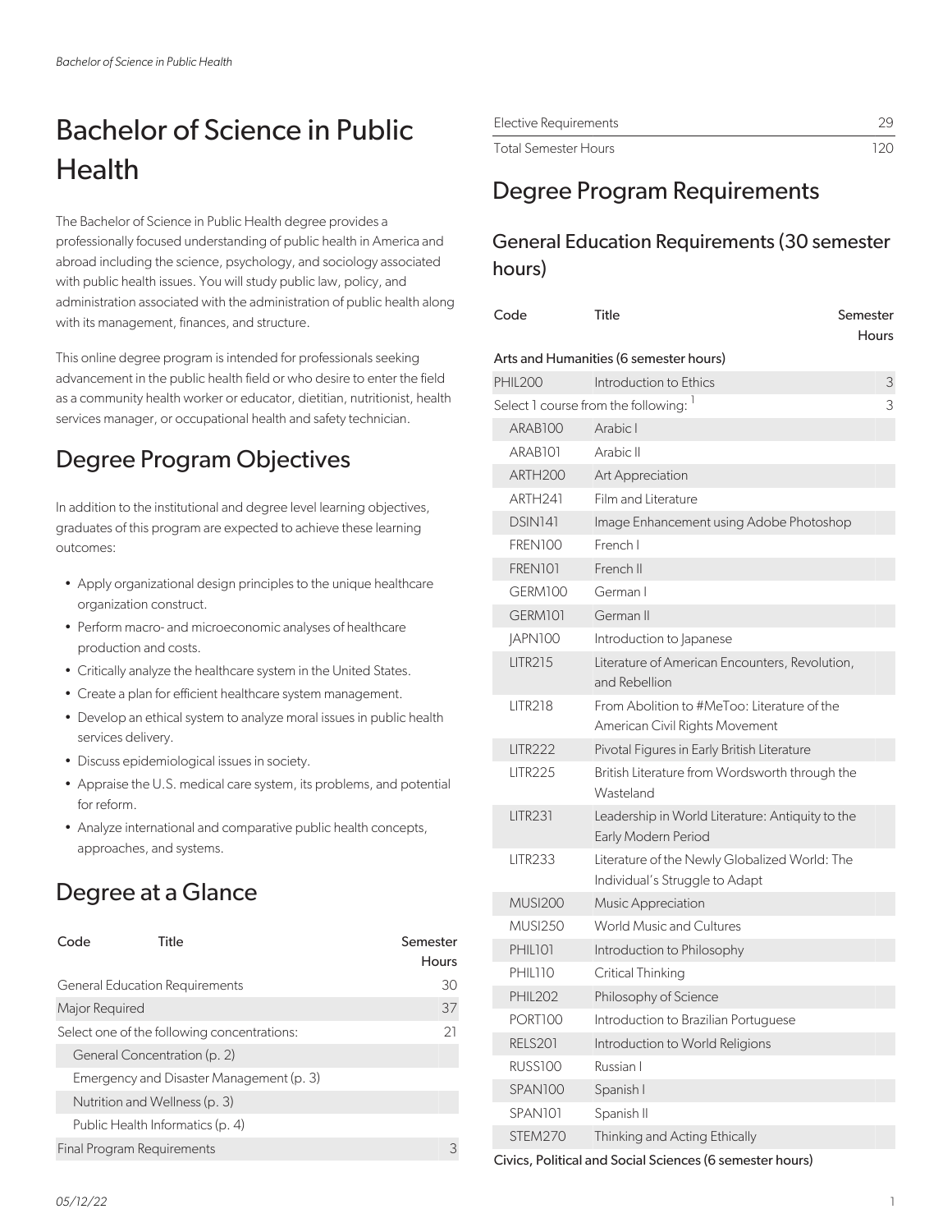# Bachelor of Science in Public Health

The Bachelor of Science in Public Health degree provides a professionally focused understanding of public health in America and abroad including the science, psychology, and sociology associated with public health issues. You will study public law, policy, and administration associated with the administration of public health along with its management, finances, and structure.

This online degree program is intended for professionals seeking advancement in the public health field or who desire to enter the field as a community health worker or educator, dietitian, nutritionist, health services manager, or occupational health and safety technician.

## Degree Program Objectives

In addition to the institutional and degree level learning objectives, graduates of this program are expected to achieve these learning outcomes:

- Apply organizational design principles to the unique healthcare organization construct.
- Perform macro- and microeconomic analyses of healthcare production and costs.
- Critically analyze the healthcare system in the United States.
- Create a plan for efficient healthcare system management.
- Develop an ethical system to analyze moral issues in public health services delivery.
- Discuss epidemiological issues in society.
- Appraise the U.S. medical care system, its problems, and potential for reform.
- Analyze international and comparative public health concepts, approaches, and systems.

## Degree at a Glance

| Code | Title | Semester Hours |
|---|---|---|
| General Education Requirements | | 30 |
| Major Required | | 37 |
| Select one of the following concentrations: | | 21 |
| General Concentration (p. 2) | | |
| Emergency and Disaster Management (p. 3) | | |
| Nutrition and Wellness (p. 3) | | |
| Public Health Informatics (p. 4) | | |
| Final Program Requirements | | 3 |
| Elective Requirements | | 29 |
| Total Semester Hours | | 120 |

## Degree Program Requirements

### General Education Requirements (30 semester hours)

| Code | Title | Semester Hours |
|---|---|---|
| **Arts and Humanities (6 semester hours)** | | |
| PHIL200 | Introduction to Ethics | 3 |
| Select 1 course from the following: [1] | | 3 |
| ARAB100 | Arabic I | |
| ARAB101 | Arabic II | |
| ARTH200 | Art Appreciation | |
| ARTH241 | Film and Literature | |
| DSIN141 | Image Enhancement using Adobe Photoshop | |
| FREN100 | French I | |
| FREN101 | French II | |
| GERM100 | German I | |
| GERM101 | German II | |
| JAPN100 | Introduction to Japanese | |
| LITR215 | Literature of American Encounters, Revolution, and Rebellion | |
| LITR218 | From Abolition to #MeToo: Literature of the American Civil Rights Movement | |
| LITR222 | Pivotal Figures in Early British Literature | |
| LITR225 | British Literature from Wordsworth through the Wasteland | |
| LITR231 | Leadership in World Literature: Antiquity to the Early Modern Period | |
| LITR233 | Literature of the Newly Globalized World: The Individual's Struggle to Adapt | |
| MUSI200 | Music Appreciation | |
| MUSI250 | World Music and Cultures | |
| PHIL101 | Introduction to Philosophy | |
| PHIL110 | Critical Thinking | |
| PHIL202 | Philosophy of Science | |
| PORT100 | Introduction to Brazilian Portuguese | |
| RELS201 | Introduction to World Religions | |
| RUSS100 | Russian I | |
| SPAN100 | Spanish I | |
| SPAN101 | Spanish II | |
| STEM270 | Thinking and Acting Ethically | |
| **Civics, Political and Social Sciences (6 semester hours)** | | |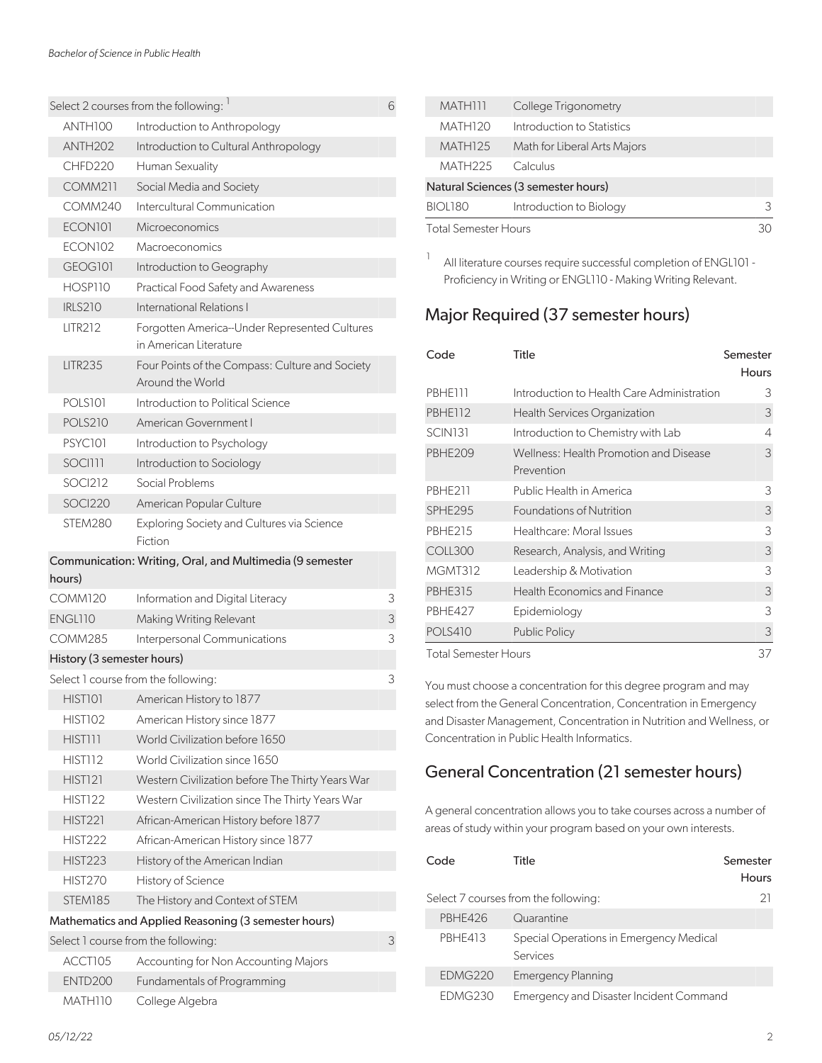| | | |
|---|---|---|
| Select 2 courses from the following: [1] | | 6 |
| ANTH100 | Introduction to Anthropology | |
| ANTH202 | Introduction to Cultural Anthropology | |
| CHFD220 | Human Sexuality | |
| COMM211 | Social Media and Society | |
| COMM240 | Intercultural Communication | |
| ECON101 | Microeconomics | |
| ECON102 | Macroeconomics | |
| GEOG101 | Introduction to Geography | |
| HOSP110 | Practical Food Safety and Awareness | |
| IRLS210 | International Relations I | |
| LITR212 | Forgotten America--Under Represented Cultures in American Literature | |
| LITR235 | Four Points of the Compass: Culture and Society Around the World | |
| POLS101 | Introduction to Political Science | |
| POLS210 | American Government I | |
| PSYC101 | Introduction to Psychology | |
| SOCI111 | Introduction to Sociology | |
| SOCI212 | Social Problems | |
| SOCI220 | American Popular Culture | |
| STEM280 | Exploring Society and Cultures via Science Fiction | |
| **Communication: Writing, Oral, and Multimedia (9 semester hours)** | | |
| COMM120 | Information and Digital Literacy | 3 |
| ENGL110 | Making Writing Relevant | 3 |
| COMM285 | Interpersonal Communications | 3 |
| **History (3 semester hours)** | | |
| Select 1 course from the following: | | 3 |
| HIST101 | American History to 1877 | |
| HIST102 | American History since 1877 | |
| HIST111 | World Civilization before 1650 | |
| HIST112 | World Civilization since 1650 | |
| HIST121 | Western Civilization before The Thirty Years War | |
| HIST122 | Western Civilization since The Thirty Years War | |
| HIST221 | African-American History before 1877 | |
| HIST222 | African-American History since 1877 | |
| HIST223 | History of the American Indian | |
| HIST270 | History of Science | |
| STEM185 | The History and Context of STEM | |
| **Mathematics and Applied Reasoning (3 semester hours)** | | |
| Select 1 course from the following: | | 3 |
| ACCT105 | Accounting for Non Accounting Majors | |
| ENTD200 | Fundamentals of Programming | |
| MATH110 | College Algebra | |
| MATH111 | College Trigonometry | |
| MATH120 | Introduction to Statistics | |
| MATH125 | Math for Liberal Arts Majors | |
| MATH225 | Calculus | |
| **Natural Sciences (3 semester hours)** | | |
| BIOL180 | Introduction to Biology | 3 |
| Total Semester Hours | | 30 |

[1] All literature courses require successful completion of ENGL101 - Proficiency in Writing or ENGL110 - Making Writing Relevant.

## Major Required (37 semester hours)

| Code | Title | Semester Hours |
|---|---|---|
| PBHE111 | Introduction to Health Care Administration | 3 |
| PBHE112 | Health Services Organization | 3 |
| SCIN131 | Introduction to Chemistry with Lab | 4 |
| PBHE209 | Wellness: Health Promotion and Disease Prevention | 3 |
| PBHE211 | Public Health in America | 3 |
| SPHE295 | Foundations of Nutrition | 3 |
| PBHE215 | Healthcare: Moral Issues | 3 |
| COLL300 | Research, Analysis, and Writing | 3 |
| MGMT312 | Leadership & Motivation | 3 |
| PBHE315 | Health Economics and Finance | 3 |
| PBHE427 | Epidemiology | 3 |
| POLS410 | Public Policy | 3 |
| Total Semester Hours | | 37 |

You must choose a concentration for this degree program and may select from the General Concentration, Concentration in Emergency and Disaster Management, Concentration in Nutrition and Wellness, or Concentration in Public Health Informatics.

## General Concentration (21 semester hours)

A general concentration allows you to take courses across a number of areas of study within your program based on your own interests.

| Code | Title | Semester Hours |
|---|---|---|
| Select 7 courses from the following: | | 21 |
| PBHE426 | Quarantine | |
| PBHE413 | Special Operations in Emergency Medical Services | |
| EDMG220 | Emergency Planning | |
| EDMG230 | Emergency and Disaster Incident Command | |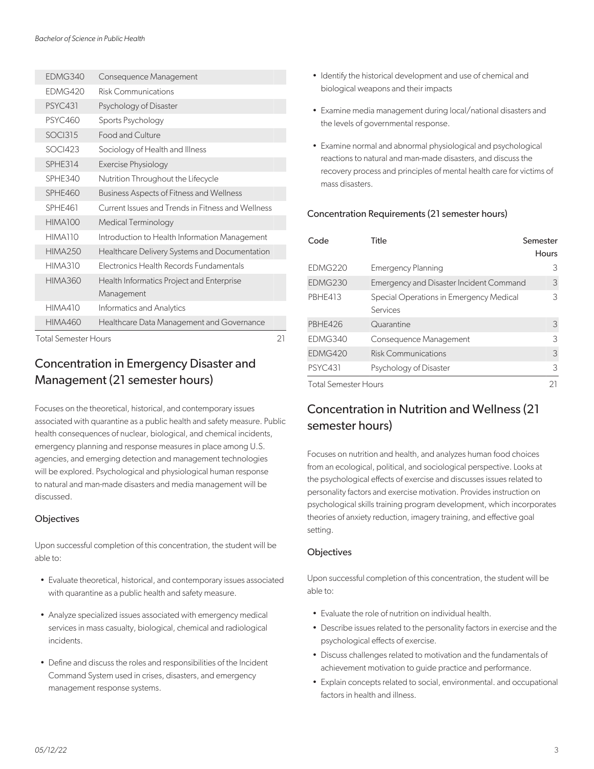| | | |
|---|---|---|
| EDMG340 | Consequence Management | |
| EDMG420 | Risk Communications | |
| PSYC431 | Psychology of Disaster | |
| PSYC460 | Sports Psychology | |
| SOCI315 | Food and Culture | |
| SOCI423 | Sociology of Health and Illness | |
| SPHE314 | Exercise Physiology | |
| SPHE340 | Nutrition Throughout the Lifecycle | |
| SPHE460 | Business Aspects of Fitness and Wellness | |
| SPHE461 | Current Issues and Trends in Fitness and Wellness | |
| HIMA100 | Medical Terminology | |
| HIMA110 | Introduction to Health Information Management | |
| HIMA250 | Healthcare Delivery Systems and Documentation | |
| HIMA310 | Electronics Health Records Fundamentals | |
| HIMA360 | Health Informatics Project and Enterprise Management | |
| HIMA410 | Informatics and Analytics | |
| HIMA460 | Healthcare Data Management and Governance | |
| Total Semester Hours | | 21 |

## Concentration in Emergency Disaster and Management (21 semester hours)

Focuses on the theoretical, historical, and contemporary issues associated with quarantine as a public health and safety measure. Public health consequences of nuclear, biological, and chemical incidents, emergency planning and response measures in place among U.S. agencies, and emerging detection and management technologies will be explored. Psychological and physiological human response to natural and man-made disasters and media management will be discussed.

### Objectives

Upon successful completion of this concentration, the student will be able to:

- Evaluate theoretical, historical, and contemporary issues associated with quarantine as a public health and safety measure.
- Analyze specialized issues associated with emergency medical services in mass casualty, biological, chemical and radiological incidents.
- Define and discuss the roles and responsibilities of the Incident Command System used in crises, disasters, and emergency management response systems.
- Identify the historical development and use of chemical and biological weapons and their impacts
- Examine media management during local/national disasters and the levels of governmental response.
- Examine normal and abnormal physiological and psychological reactions to natural and man-made disasters, and discuss the recovery process and principles of mental health care for victims of mass disasters.

### Concentration Requirements (21 semester hours)

| Code | Title | Semester Hours |
|---|---|---|
| EDMG220 | Emergency Planning | 3 |
| EDMG230 | Emergency and Disaster Incident Command | 3 |
| PBHE413 | Special Operations in Emergency Medical Services | 3 |
| PBHE426 | Quarantine | 3 |
| EDMG340 | Consequence Management | 3 |
| EDMG420 | Risk Communications | 3 |
| PSYC431 | Psychology of Disaster | 3 |
| Total Semester Hours | | 21 |

## Concentration in Nutrition and Wellness (21 semester hours)

Focuses on nutrition and health, and analyzes human food choices from an ecological, political, and sociological perspective. Looks at the psychological effects of exercise and discusses issues related to personality factors and exercise motivation. Provides instruction on psychological skills training program development, which incorporates theories of anxiety reduction, imagery training, and effective goal setting.

### Objectives

Upon successful completion of this concentration, the student will be able to:

- Evaluate the role of nutrition on individual health.
- Describe issues related to the personality factors in exercise and the psychological effects of exercise.
- Discuss challenges related to motivation and the fundamentals of achievement motivation to guide practice and performance.
- Explain concepts related to social, environmental. and occupational factors in health and illness.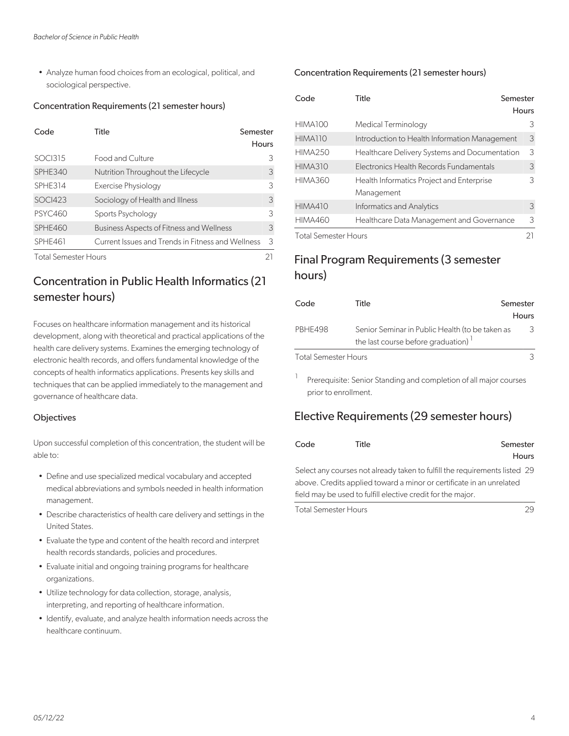- Analyze human food choices from an ecological, political, and sociological perspective.

### Concentration Requirements (21 semester hours)

| Code | Title | Semester Hours |
|---|---|---|
| SOCI315 | Food and Culture | 3 |
| SPHE340 | Nutrition Throughout the Lifecycle | 3 |
| SPHE314 | Exercise Physiology | 3 |
| SOCI423 | Sociology of Health and Illness | 3 |
| PSYC460 | Sports Psychology | 3 |
| SPHE460 | Business Aspects of Fitness and Wellness | 3 |
| SPHE461 | Current Issues and Trends in Fitness and Wellness | 3 |
| Total Semester Hours | | 21 |

## Concentration in Public Health Informatics (21 semester hours)

Focuses on healthcare information management and its historical development, along with theoretical and practical applications of the health care delivery systems. Examines the emerging technology of electronic health records, and offers fundamental knowledge of the concepts of health informatics applications. Presents key skills and techniques that can be applied immediately to the management and governance of healthcare data.

### Objectives

Upon successful completion of this concentration, the student will be able to:

- Define and use specialized medical vocabulary and accepted medical abbreviations and symbols needed in health information management.
- Describe characteristics of health care delivery and settings in the United States.
- Evaluate the type and content of the health record and interpret health records standards, policies and procedures.
- Evaluate initial and ongoing training programs for healthcare organizations.
- Utilize technology for data collection, storage, analysis, interpreting, and reporting of healthcare information.
- Identify, evaluate, and analyze health information needs across the healthcare continuum.

### Concentration Requirements (21 semester hours)

| Code | Title | Semester Hours |
|---|---|---|
| HIMA100 | Medical Terminology | 3 |
| HIMA110 | Introduction to Health Information Management | 3 |
| HIMA250 | Healthcare Delivery Systems and Documentation | 3 |
| HIMA310 | Electronics Health Records Fundamentals | 3 |
| HIMA360 | Health Informatics Project and Enterprise Management | 3 |
| HIMA410 | Informatics and Analytics | 3 |
| HIMA460 | Healthcare Data Management and Governance | 3 |
| Total Semester Hours | | 21 |

## Final Program Requirements (3 semester hours)

| Code | Title | Semester Hours |
|---|---|---|
| PBHE498 | Senior Seminar in Public Health (to be taken as the last course before graduation) [1] | 3 |
| Total Semester Hours | | 3 |

[1] Prerequisite: Senior Standing and completion of all major courses prior to enrollment.

## Elective Requirements (29 semester hours)

| Code | Title | Semester Hours |
|---|---|---|
| Select any courses not already taken to fulfill the requirements listed above. Credits applied toward a minor or certificate in an unrelated field may be used to fulfill elective credit for the major. | | 29 |
| Total Semester Hours | | 29 |